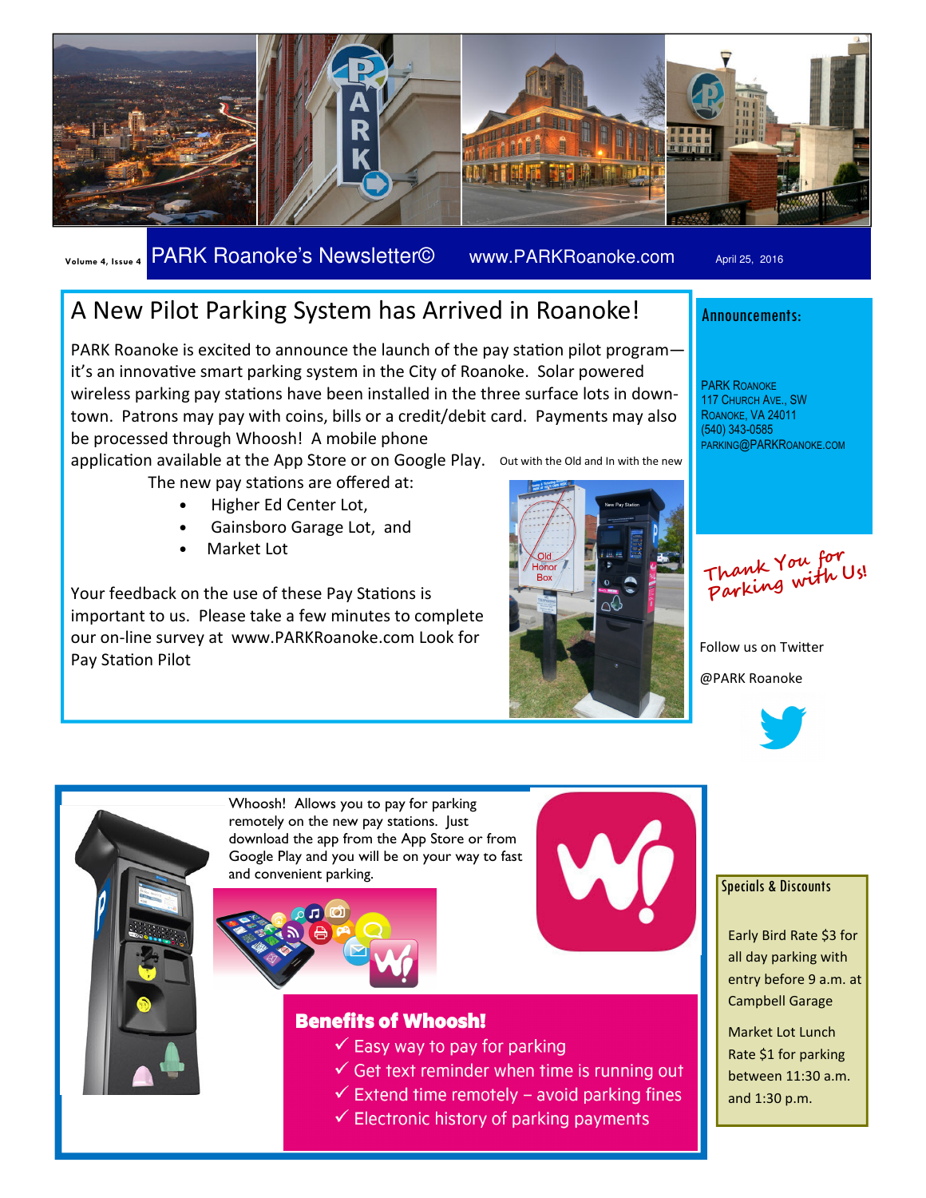Volume 4, Issue 4 — PARK Roanoke's Newsletter© — www.PARKRoanoke.com — April 25, 2016

# A New Pilot Parking System has Arrived in Roanoke!

PARK Roanoke is excited to announce the launch of the pay station pilot program—it's an innovative smart parking system in the City of Roanoke. Solar powered wireless parking pay stations have been installed in the three surface lots in downtown. Patrons may pay with coins, bills or a credit/debit card. Payments may also be processed through Whoosh! A mobile phone application available at the App Store or on Google Play.

The new pay stations are offered at:

- Higher Ed Center Lot,
- Gainsboro Garage Lot, and
- Market Lot

Your feedback on the use of these Pay Stations is important to us. Please take a few minutes to complete our on-line survey at www.PARKRoanoke.com Look for Pay Station Pilot

Out with the Old and In with the new

Old Honor Box

New Pay Station

## Announcements:

PARK Roanoke
117 Church Ave., SW
Roanoke, VA 24011
(540) 343-0585
parking@PARKRoanoke.com

*Thank You for Parking with Us!*

Follow us on Twitter

@PARK Roanoke

Whoosh! Allows you to pay for parking remotely on the new pay stations. Just download the app from the App Store or from Google Play and you will be on your way to fast and convenient parking.

## Benefits of Whoosh!

- ✓ Easy way to pay for parking
- ✓ Get text reminder when time is running out
- ✓ Extend time remotely – avoid parking fines
- ✓ Electronic history of parking payments

## Specials & Discounts

Early Bird Rate $3 for all day parking with entry before 9 a.m. at Campbell Garage

Market Lot Lunch Rate $1 for parking between 11:30 a.m. and 1:30 p.m.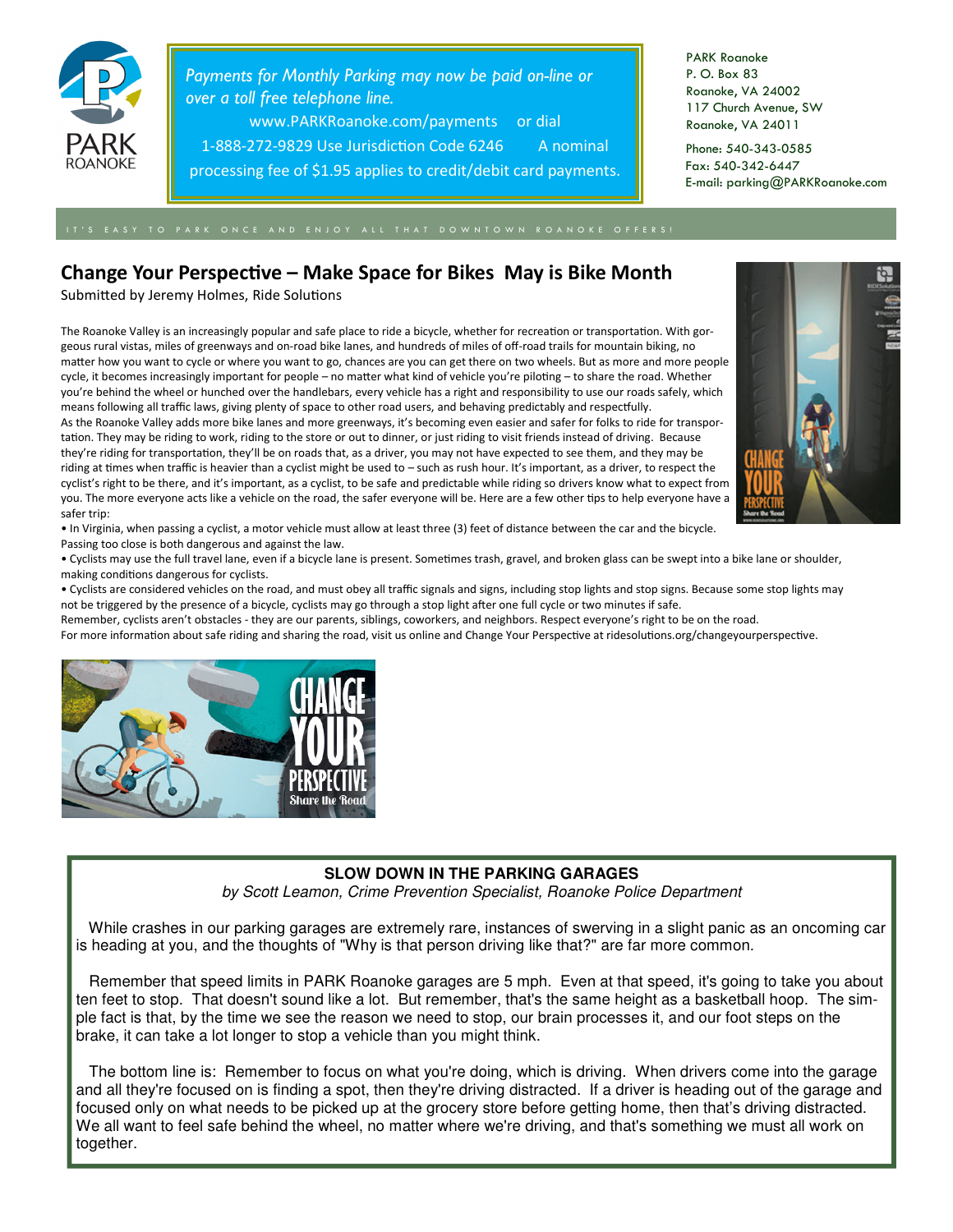PARK ROANOKE

*Payments for Monthly Parking may now be paid on-line or over a toll free telephone line.*

www.PARKRoanoke.com/payments or dial 1-888-272-9829 Use Jurisdiction Code 6246 A nominal processing fee of $1.95 applies to credit/debit card payments.

PARK Roanoke
P. O. Box 83
Roanoke, VA 24002
117 Church Avenue, SW
Roanoke, VA 24011

Phone: 540-343-0585
Fax: 540-342-6447
E-mail: parking@PARKRoanoke.com

IT'S EASY TO PARK ONCE AND ENJOY ALL THAT DOWNTOWN ROANOKE OFFERS!

## Change Your Perspective – Make Space for Bikes May is Bike Month

Submitted by Jeremy Holmes, Ride Solutions

The Roanoke Valley is an increasingly popular and safe place to ride a bicycle, whether for recreation or transportation. With gorgeous rural vistas, miles of greenways and on-road bike lanes, and hundreds of miles of off-road trails for mountain biking, no matter how you want to cycle or where you want to go, chances are you can get there on two wheels. But as more and more people cycle, it becomes increasingly important for people – no matter what kind of vehicle you're piloting – to share the road. Whether you're behind the wheel or hunched over the handlebars, every vehicle has a right and responsibility to use our roads safely, which means following all traffic laws, giving plenty of space to other road users, and behaving predictably and respectfully.

As the Roanoke Valley adds more bike lanes and more greenways, it's becoming even easier and safer for folks to ride for transportation. They may be riding to work, riding to the store or out to dinner, or just riding to visit friends instead of driving. Because they're riding for transportation, they'll be on roads that, as a driver, you may not have expected to see them, and they may be riding at times when traffic is heavier than a cyclist might be used to – such as rush hour. It's important, as a driver, to respect the cyclist's right to be there, and it's important, as a cyclist, to be safe and predictable while riding so drivers know what to expect from you. The more everyone acts like a vehicle on the road, the safer everyone will be. Here are a few other tips to help everyone have a safer trip:

- In Virginia, when passing a cyclist, a motor vehicle must allow at least three (3) feet of distance between the car and the bicycle. Passing too close is both dangerous and against the law.
- Cyclists may use the full travel lane, even if a bicycle lane is present. Sometimes trash, gravel, and broken glass can be swept into a bike lane or shoulder, making conditions dangerous for cyclists.
- Cyclists are considered vehicles on the road, and must obey all traffic signals and signs, including stop lights and stop signs. Because some stop lights may not be triggered by the presence of a bicycle, cyclists may go through a stop light after one full cycle or two minutes if safe.

Remember, cyclists aren't obstacles - they are our parents, siblings, coworkers, and neighbors. Respect everyone's right to be on the road.

For more information about safe riding and sharing the road, visit us online and Change Your Perspective at ridesolutions.org/changeyourperspective.

**SLOW DOWN IN THE PARKING GARAGES**

*by Scott Leamon, Crime Prevention Specialist, Roanoke Police Department*

While crashes in our parking garages are extremely rare, instances of swerving in a slight panic as an oncoming car is heading at you, and the thoughts of "Why is that person driving like that?" are far more common.

Remember that speed limits in PARK Roanoke garages are 5 mph. Even at that speed, it's going to take you about ten feet to stop. That doesn't sound like a lot. But remember, that's the same height as a basketball hoop. The simple fact is that, by the time we see the reason we need to stop, our brain processes it, and our foot steps on the brake, it can take a lot longer to stop a vehicle than you might think.

The bottom line is: Remember to focus on what you're doing, which is driving. When drivers come into the garage and all they're focused on is finding a spot, then they're driving distracted. If a driver is heading out of the garage and focused only on what needs to be picked up at the grocery store before getting home, then that's driving distracted. We all want to feel safe behind the wheel, no matter where we're driving, and that's something we must all work on together.